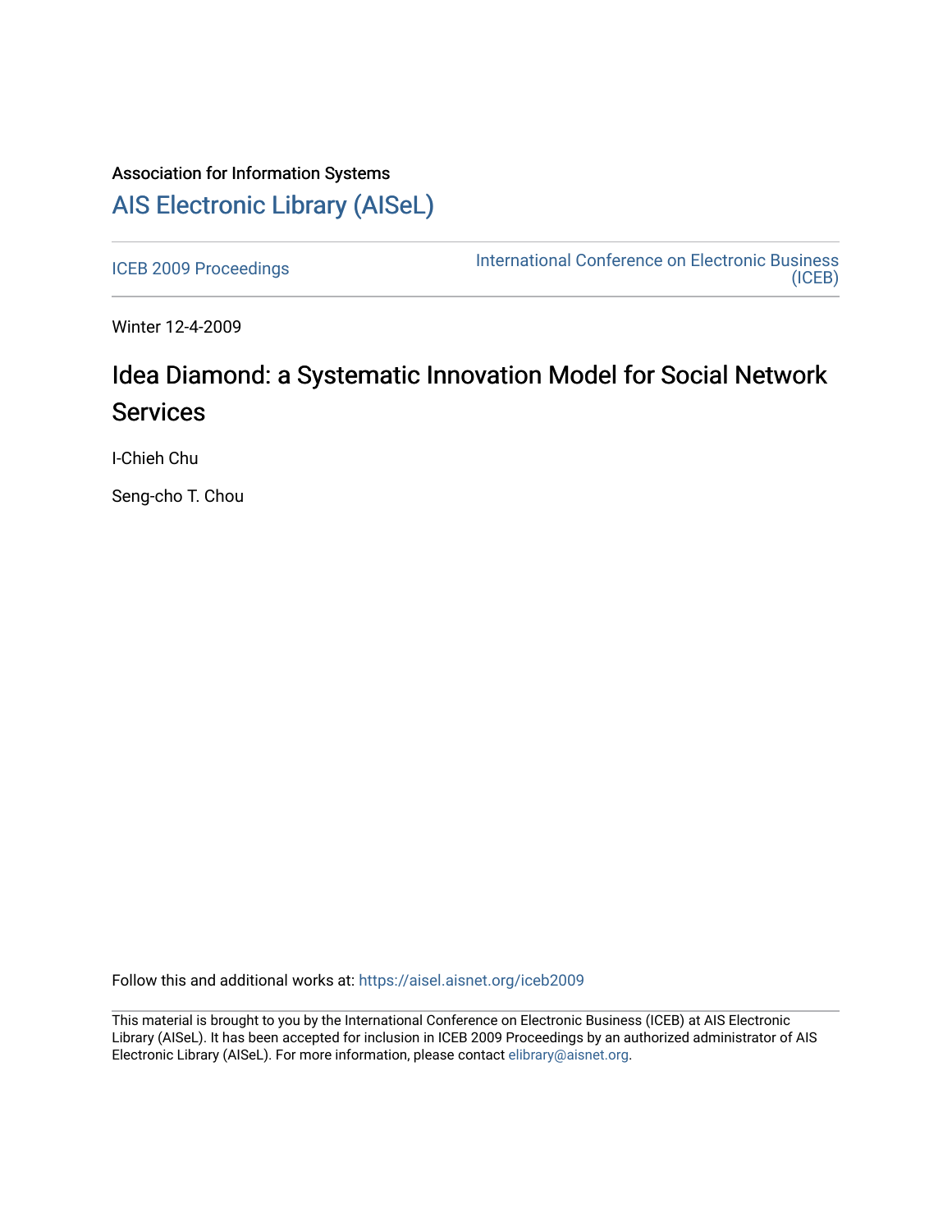Association for Information Systems

# AIS Electronic Library (AISeL)

ICEB 2009 Proceedings

International Conference on Electronic Business (ICEB)

Winter 12-4-2009

# Idea Diamond: a Systematic Innovation Model for Social Network Services

I-Chieh Chu

Seng-cho T. Chou

Follow this and additional works at: https://aisel.aisnet.org/iceb2009

This material is brought to you by the International Conference on Electronic Business (ICEB) at AIS Electronic Library (AISeL). It has been accepted for inclusion in ICEB 2009 Proceedings by an authorized administrator of AIS Electronic Library (AISeL). For more information, please contact elibrary@aisnet.org.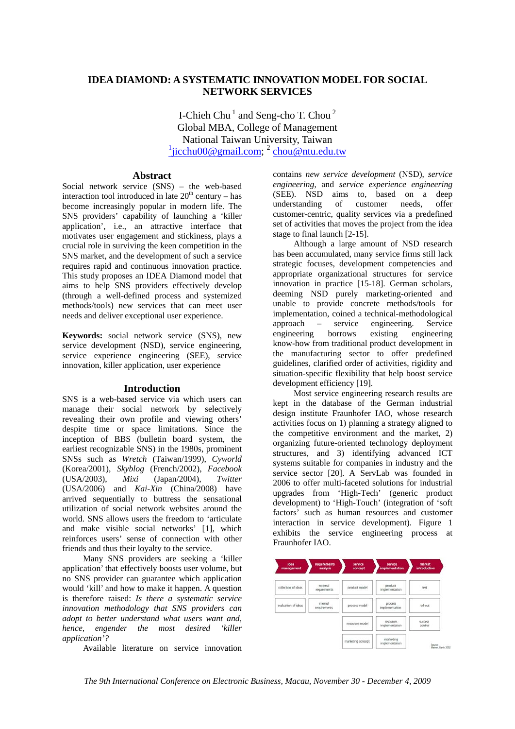# IDEA DIAMOND: A SYSTEMATIC INNOVATION MODEL FOR SOCIAL NETWORK SERVICES

I-Chieh Chu [1] and Seng-cho T. Chou [2]
Global MBA, College of Management
National Taiwan University, Taiwan
[1]jicchu00@gmail.com; [2] chou@ntu.edu.tw

## Abstract

Social network service (SNS) – the web-based interaction tool introduced in late 20th century – has become increasingly popular in modern life. The SNS providers' capability of launching a 'killer application', i.e., an attractive interface that motivates user engagement and stickiness, plays a crucial role in surviving the keen competition in the SNS market, and the development of such a service requires rapid and continuous innovation practice. This study proposes an IDEA Diamond model that aims to help SNS providers effectively develop (through a well-defined process and systemized methods/tools) new services that can meet user needs and deliver exceptional user experience.

**Keywords:** social network service (SNS), new service development (NSD), service engineering, service experience engineering (SEE), service innovation, killer application, user experience

## Introduction

SNS is a web-based service via which users can manage their social network by selectively revealing their own profile and viewing others' despite time or space limitations. Since the inception of BBS (bulletin board system, the earliest recognizable SNS) in the 1980s, prominent SNSs such as *Wretch* (Taiwan/1999), *Cyworld* (Korea/2001), *Skyblog* (French/2002), *Facebook* (USA/2003), *Mixi* (Japan/2004), *Twitter* (USA/2006) and *Kai-Xin* (China/2008) have arrived sequentially to buttress the sensational utilization of social network websites around the world. SNS allows users the freedom to 'articulate and make visible social networks' [1], which reinforces users' sense of connection with other friends and thus their loyalty to the service.

Many SNS providers are seeking a 'killer application' that effectively boosts user volume, but no SNS provider can guarantee which application would 'kill' and how to make it happen. A question is therefore raised: *Is there a systematic service innovation methodology that SNS providers can adopt to better understand what users want and, hence, engender the most desired 'killer application'?*

Available literature on service innovation contains *new service development* (NSD), *service engineering*, and *service experience engineering* (SEE). NSD aims to, based on a deep understanding of customer needs, offer customer-centric, quality services via a predefined set of activities that moves the project from the idea stage to final launch [2-15].

Although a large amount of NSD research has been accumulated, many service firms still lack strategic focuses, development competencies and appropriate organizational structures for service innovation in practice [15-18]. German scholars, deeming NSD purely marketing-oriented and unable to provide concrete methods/tools for implementation, coined a technical-methodological approach – service engineering. Service engineering borrows existing engineering know-how from traditional product development in the manufacturing sector to offer predefined guidelines, clarified order of activities, rigidity and situation-specific flexibility that help boost service development efficiency [19].

Most service engineering research results are kept in the database of the German industrial design institute Fraunhofer IAO, whose research activities focus on 1) planning a strategy aligned to the competitive environment and the market, 2) organizing future-oriented technology deployment structures, and 3) identifying advanced ICT systems suitable for companies in industry and the service sector [20]. A ServLab was founded in 2006 to offer multi-faceted solutions for industrial upgrades from 'High-Tech' (generic product development) to 'High-Touch' (integration of 'soft factors' such as human resources and customer interaction in service development). Figure 1 exhibits the service engineering process at Fraunhofer IAO.

| idea management | requirements analysis | service concept | service implementation | market introduction |
|---|---|---|---|---|
| collection of ideas | external requirements | product model | product implementation | test |
| evaluation of ideas | internal requirements | process model | process implementation | roll-out |
| | | resources model | resources implementation | success control |
| | | marketing concept | marketing implementation | |

Source: Meiren, Barth 2002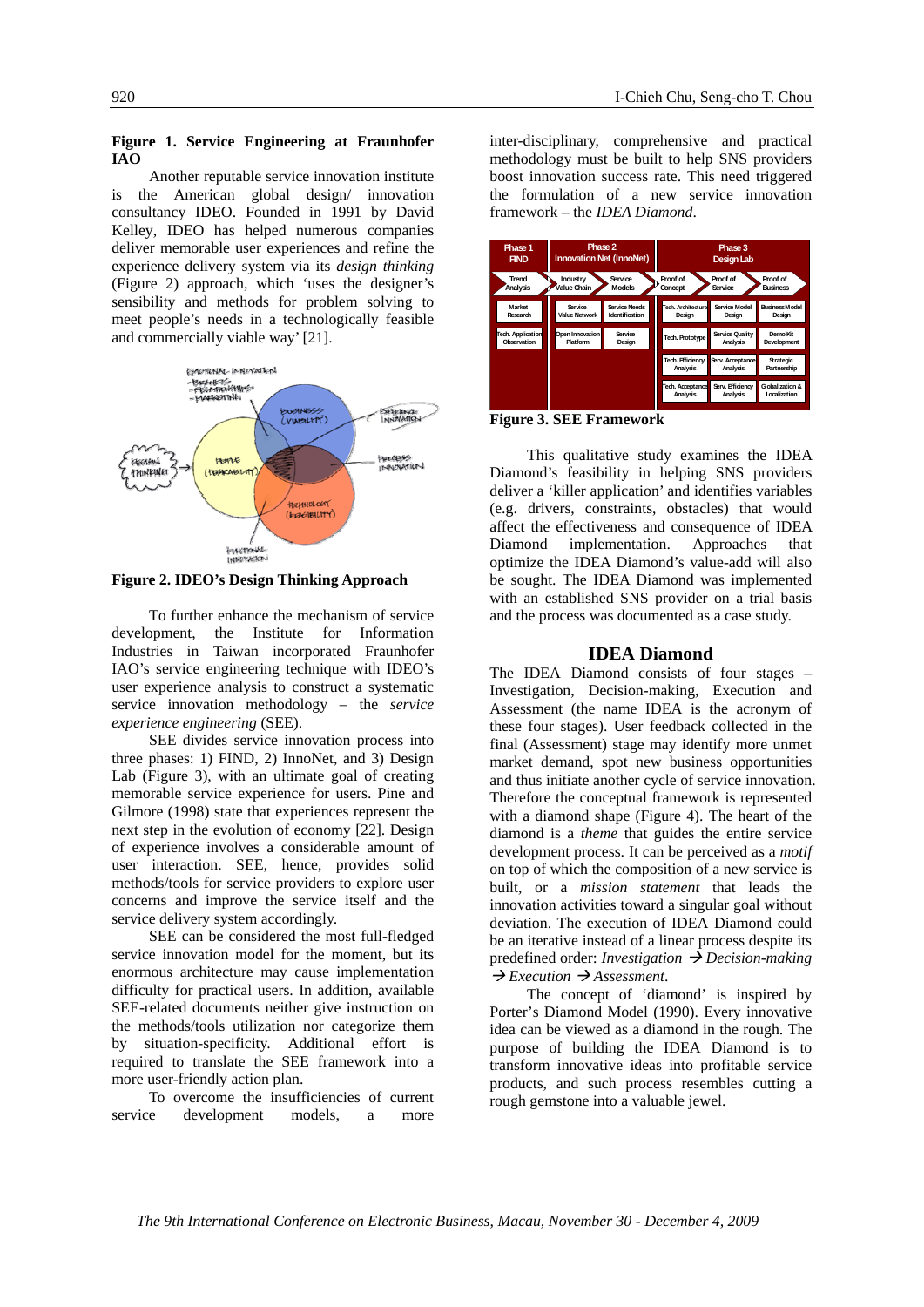**Figure 1. Service Engineering at Fraunhofer IAO**

Another reputable service innovation institute is the American global design/ innovation consultancy IDEO. Founded in 1991 by David Kelley, IDEO has helped numerous companies deliver memorable user experiences and refine the experience delivery system via its *design thinking* (Figure 2) approach, which 'uses the designer's sensibility and methods for problem solving to meet people's needs in a technologically feasible and commercially viable way' [21].

**Figure 2. IDEO's Design Thinking Approach**

To further enhance the mechanism of service development, the Institute for Information Industries in Taiwan incorporated Fraunhofer IAO's service engineering technique with IDEO's user experience analysis to construct a systematic service innovation methodology – the *service experience engineering* (SEE).

SEE divides service innovation process into three phases: 1) FIND, 2) InnoNet, and 3) Design Lab (Figure 3), with an ultimate goal of creating memorable service experience for users. Pine and Gilmore (1998) state that experiences represent the next step in the evolution of economy [22]. Design of experience involves a considerable amount of user interaction. SEE, hence, provides solid methods/tools for service providers to explore user concerns and improve the service itself and the service delivery system accordingly.

SEE can be considered the most full-fledged service innovation model for the moment, but its enormous architecture may cause implementation difficulty for practical users. In addition, available SEE-related documents neither give instruction on the methods/tools utilization nor categorize them by situation-specificity. Additional effort is required to translate the SEE framework into a more user-friendly action plan.

To overcome the insufficiencies of current service development models, a more inter-disciplinary, comprehensive and practical methodology must be built to help SNS providers boost innovation success rate. This need triggered the formulation of a new service innovation framework – the *IDEA Diamond*.

| Phase 1 FIND | Phase 2 Innovation Net (InnoNet) | | Phase 3 Design Lab | | |
|---|---|---|---|---|---|
| Trend Analysis | Industry Value Chain | Service Models | Proof of Concept | Proof of Service | Proof of Business |
| Market Research | Service Value Network | Service Needs Identification | Tech. Architecture Design | Service Model Design | Business Model Design |
| Tech. Application Observation | Open Innovation Platform | Service Design | Tech. Prototype | Service Quality Analysis | Demo Kit Development |
| | | | Tech. Efficiency Analysis | Serv. Acceptance Analysis | Strategic Partnership |
| | | | Tech. Acceptance Analysis | Serv. Efficiency Analysis | Globalization & Localization |

**Figure 3. SEE Framework**

This qualitative study examines the IDEA Diamond's feasibility in helping SNS providers deliver a 'killer application' and identifies variables (e.g. drivers, constraints, obstacles) that would affect the effectiveness and consequence of IDEA Diamond implementation. Approaches that optimize the IDEA Diamond's value-add will also be sought. The IDEA Diamond was implemented with an established SNS provider on a trial basis and the process was documented as a case study.

## IDEA Diamond

The IDEA Diamond consists of four stages – Investigation, Decision-making, Execution and Assessment (the name IDEA is the acronym of these four stages). User feedback collected in the final (Assessment) stage may identify more unmet market demand, spot new business opportunities and thus initiate another cycle of service innovation. Therefore the conceptual framework is represented with a diamond shape (Figure 4). The heart of the diamond is a *theme* that guides the entire service development process. It can be perceived as a *motif* on top of which the composition of a new service is built, or a *mission statement* that leads the innovation activities toward a singular goal without deviation. The execution of IDEA Diamond could be an iterative instead of a linear process despite its predefined order: *Investigation* → *Decision-making* → *Execution* → *Assessment*.

The concept of 'diamond' is inspired by Porter's Diamond Model (1990). Every innovative idea can be viewed as a diamond in the rough. The purpose of building the IDEA Diamond is to transform innovative ideas into profitable service products, and such process resembles cutting a rough gemstone into a valuable jewel.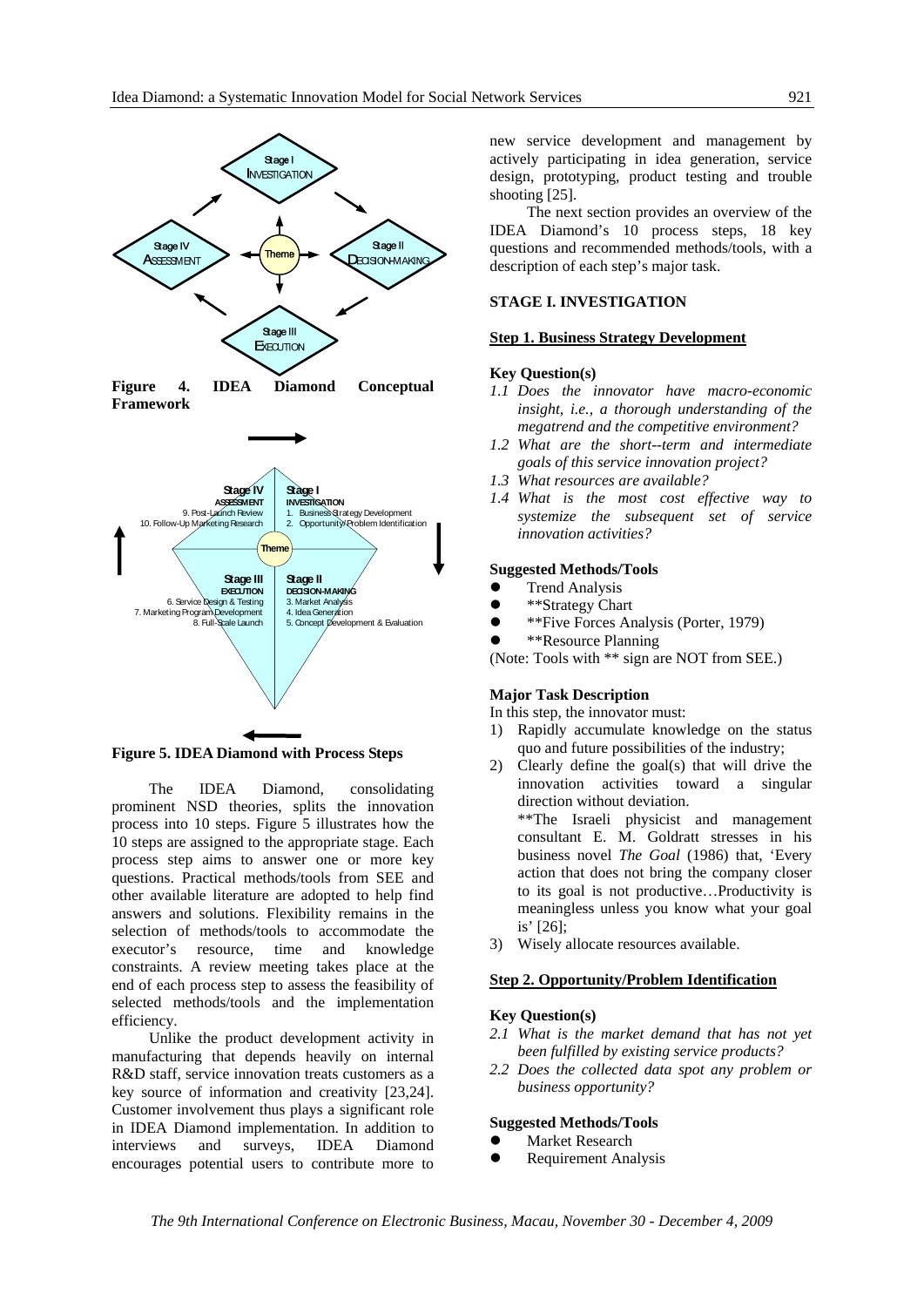Figure 4. IDEA Diamond Conceptual Framework

Figure 5. IDEA Diamond with Process Steps

The IDEA Diamond, consolidating prominent NSD theories, splits the innovation process into 10 steps. Figure 5 illustrates how the 10 steps are assigned to the appropriate stage. Each process step aims to answer one or more key questions. Practical methods/tools from SEE and other available literature are adopted to help find answers and solutions. Flexibility remains in the selection of methods/tools to accommodate the executor's resource, time and knowledge constraints. A review meeting takes place at the end of each process step to assess the feasibility of selected methods/tools and the implementation efficiency.

Unlike the product development activity in manufacturing that depends heavily on internal R&D staff, service innovation treats customers as a key source of information and creativity [23,24]. Customer involvement thus plays a significant role in IDEA Diamond implementation. In addition to interviews and surveys, IDEA Diamond encourages potential users to contribute more to new service development and management by actively participating in idea generation, service design, prototyping, product testing and trouble shooting [25].

The next section provides an overview of the IDEA Diamond's 10 process steps, 18 key questions and recommended methods/tools, with a description of each step's major task.

## STAGE I. INVESTIGATION

### Step 1. Business Strategy Development

**Key Question(s)**

*1.1 Does the innovator have macro-economic insight, i.e., a thorough understanding of the megatrend and the competitive environment?*

*1.2 What are the short--term and intermediate goals of this service innovation project?*

*1.3 What resources are available?*

*1.4 What is the most cost effective way to systemize the subsequent set of service innovation activities?*

**Suggested Methods/Tools**

- Trend Analysis
- **Strategy Chart
- **Five Forces Analysis (Porter, 1979)
- **Resource Planning

(Note: Tools with ** sign are NOT from SEE.)

**Major Task Description**

In this step, the innovator must:

1) Rapidly accumulate knowledge on the status quo and future possibilities of the industry;
2) Clearly define the goal(s) that will drive the innovation activities toward a singular direction without deviation.
   **The Israeli physicist and management consultant E. M. Goldratt stresses in his business novel *The Goal* (1986) that, 'Every action that does not bring the company closer to its goal is not productive…Productivity is meaningless unless you know what your goal is' [26];
3) Wisely allocate resources available.

### Step 2. Opportunity/Problem Identification

**Key Question(s)**

*2.1 What is the market demand that has not yet been fulfilled by existing service products?*

*2.2 Does the collected data spot any problem or business opportunity?*

**Suggested Methods/Tools**

- Market Research
- Requirement Analysis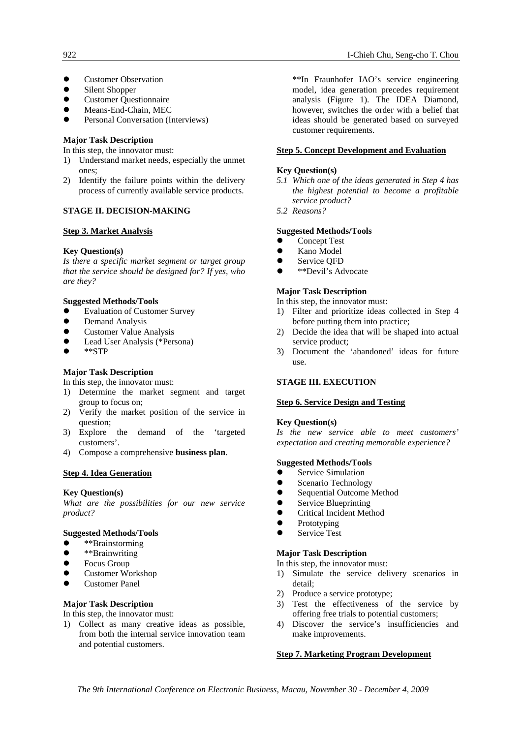- Customer Observation
- Silent Shopper
- Customer Questionnaire
- Means-End-Chain, MEC
- Personal Conversation (Interviews)

**Major Task Description**

In this step, the innovator must:

1) Understand market needs, especially the unmet ones;
2) Identify the failure points within the delivery process of currently available service products.

### STAGE II. DECISION-MAKING

#### Step 3. Market Analysis

**Key Question(s)**

*Is there a specific market segment or target group that the service should be designed for? If yes, who are they?*

**Suggested Methods/Tools**

- Evaluation of Customer Survey
- Demand Analysis
- Customer Value Analysis
- Lead User Analysis (*Persona)
- **STP

**Major Task Description**

In this step, the innovator must:

1) Determine the market segment and target group to focus on;
2) Verify the market position of the service in question;
3) Explore the demand of the 'targeted customers'.
4) Compose a comprehensive **business plan**.

#### Step 4. Idea Generation

**Key Question(s)**

*What are the possibilities for our new service product?*

**Suggested Methods/Tools**

- **Brainstorming
- **Brainwriting
- Focus Group
- Customer Workshop
- Customer Panel

**Major Task Description**

In this step, the innovator must:

1) Collect as many creative ideas as possible, from both the internal service innovation team and potential customers.

**In Fraunhofer IAO's service engineering model, idea generation precedes requirement analysis (Figure 1). The IDEA Diamond, however, switches the order with a belief that ideas should be generated based on surveyed customer requirements.

#### Step 5. Concept Development and Evaluation

**Key Question(s)**

*5.1 Which one of the ideas generated in Step 4 has the highest potential to become a profitable service product?*

*5.2 Reasons?*

**Suggested Methods/Tools**

- Concept Test
- Kano Model
- Service QFD
- **Devil's Advocate

**Major Task Description**

In this step, the innovator must:

1) Filter and prioritize ideas collected in Step 4 before putting them into practice;
2) Decide the idea that will be shaped into actual service product;
3) Document the 'abandoned' ideas for future use.

### STAGE III. EXECUTION

#### Step 6. Service Design and Testing

**Key Question(s)**

*Is the new service able to meet customers' expectation and creating memorable experience?*

**Suggested Methods/Tools**

- Service Simulation
- Scenario Technology
- Sequential Outcome Method
- Service Blueprinting
- Critical Incident Method
- Prototyping
- Service Test

**Major Task Description**

In this step, the innovator must:

1) Simulate the service delivery scenarios in detail;
2) Produce a service prototype;
3) Test the effectiveness of the service by offering free trials to potential customers;
4) Discover the service's insufficiencies and make improvements.

#### Step 7. Marketing Program Development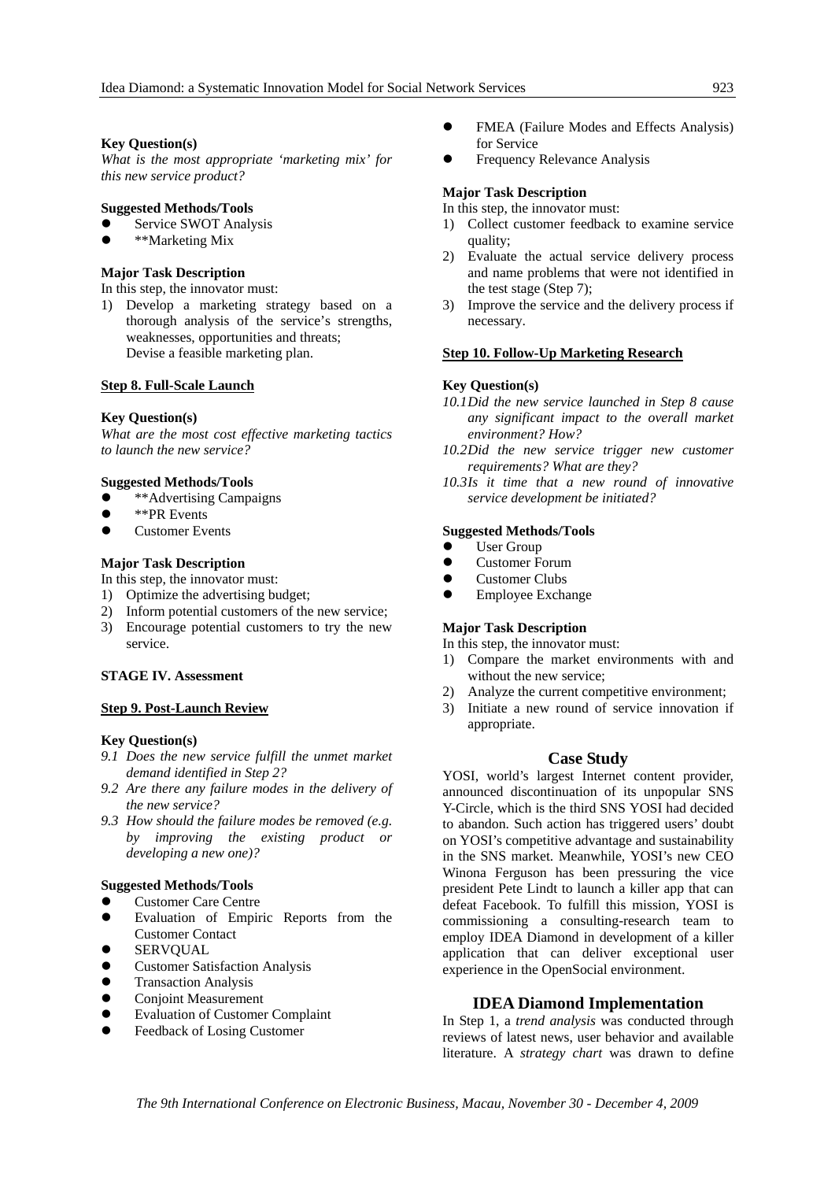**Key Question(s)**

*What is the most appropriate 'marketing mix' for this new service product?*

**Suggested Methods/Tools**

- Service SWOT Analysis
- **Marketing Mix

**Major Task Description**

In this step, the innovator must:

1) Develop a marketing strategy based on a thorough analysis of the service's strengths, weaknesses, opportunities and threats;
   Devise a feasible marketing plan.

**Step 8. Full-Scale Launch**

**Key Question(s)**

*What are the most cost effective marketing tactics to launch the new service?*

**Suggested Methods/Tools**

- **Advertising Campaigns
- **PR Events
- Customer Events

**Major Task Description**

In this step, the innovator must:

1) Optimize the advertising budget;
2) Inform potential customers of the new service;
3) Encourage potential customers to try the new service.

**STAGE IV. Assessment**

**Step 9. Post-Launch Review**

**Key Question(s)**

*9.1 Does the new service fulfill the unmet market demand identified in Step 2?*

*9.2 Are there any failure modes in the delivery of the new service?*

*9.3 How should the failure modes be removed (e.g. by improving the existing product or developing a new one)?*

**Suggested Methods/Tools**

- Customer Care Centre
- Evaluation of Empiric Reports from the Customer Contact
- SERVQUAL
- Customer Satisfaction Analysis
- Transaction Analysis
- Conjoint Measurement
- Evaluation of Customer Complaint
- Feedback of Losing Customer
- FMEA (Failure Modes and Effects Analysis) for Service
- Frequency Relevance Analysis

**Major Task Description**

In this step, the innovator must:

1) Collect customer feedback to examine service quality;
2) Evaluate the actual service delivery process and name problems that were not identified in the test stage (Step 7);
3) Improve the service and the delivery process if necessary.

**Step 10. Follow-Up Marketing Research**

**Key Question(s)**

*10.1 Did the new service launched in Step 8 cause any significant impact to the overall market environment? How?*

*10.2 Did the new service trigger new customer requirements? What are they?*

*10.3 Is it time that a new round of innovative service development be initiated?*

**Suggested Methods/Tools**

- User Group
- Customer Forum
- Customer Clubs
- Employee Exchange

**Major Task Description**

In this step, the innovator must:

1) Compare the market environments with and without the new service;
2) Analyze the current competitive environment;
3) Initiate a new round of service innovation if appropriate.

## Case Study

YOSI, world's largest Internet content provider, announced discontinuation of its unpopular SNS Y-Circle, which is the third SNS YOSI had decided to abandon. Such action has triggered users' doubt on YOSI's competitive advantage and sustainability in the SNS market. Meanwhile, YOSI's new CEO Winona Ferguson has been pressuring the vice president Pete Lindt to launch a killer app that can defeat Facebook. To fulfill this mission, YOSI is commissioning a consulting-research team to employ IDEA Diamond in development of a killer application that can deliver exceptional user experience in the OpenSocial environment.

## IDEA Diamond Implementation

In Step 1, a *trend analysis* was conducted through reviews of latest news, user behavior and available literature. A *strategy chart* was drawn to define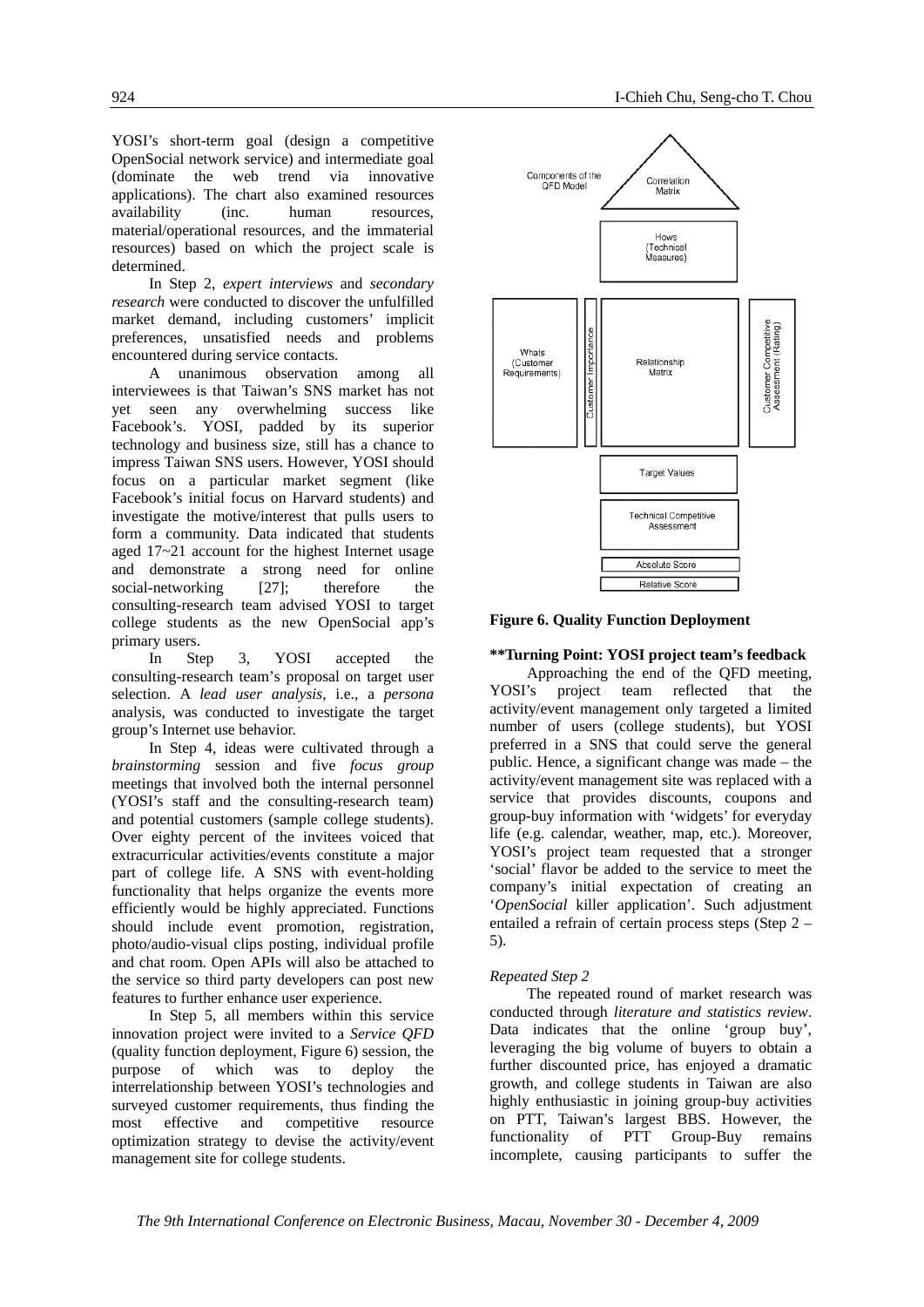YOSI's short-term goal (design a competitive OpenSocial network service) and intermediate goal (dominate the web trend via innovative applications). The chart also examined resources availability (inc. human resources, material/operational resources, and the immaterial resources) based on which the project scale is determined.

In Step 2, *expert interviews* and *secondary research* were conducted to discover the unfulfilled market demand, including customers' implicit preferences, unsatisfied needs and problems encountered during service contacts.

A unanimous observation among all interviewees is that Taiwan's SNS market has not yet seen any overwhelming success like Facebook's. YOSI, padded by its superior technology and business size, still has a chance to impress Taiwan SNS users. However, YOSI should focus on a particular market segment (like Facebook's initial focus on Harvard students) and investigate the motive/interest that pulls users to form a community. Data indicated that students aged 17~21 account for the highest Internet usage and demonstrate a strong need for online social-networking [27]; therefore the consulting-research team advised YOSI to target college students as the new OpenSocial app's primary users.

In Step 3, YOSI accepted the consulting-research team's proposal on target user selection. A *lead user analysis*, i.e., a *persona* analysis, was conducted to investigate the target group's Internet use behavior.

In Step 4, ideas were cultivated through a *brainstorming* session and five *focus group* meetings that involved both the internal personnel (YOSI's staff and the consulting-research team) and potential customers (sample college students). Over eighty percent of the invitees voiced that extracurricular activities/events constitute a major part of college life. A SNS with event-holding functionality that helps organize the events more efficiently would be highly appreciated. Functions should include event promotion, registration, photo/audio-visual clips posting, individual profile and chat room. Open APIs will also be attached to the service so third party developers can post new features to further enhance user experience.

In Step 5, all members within this service innovation project were invited to a *Service QFD* (quality function deployment, Figure 6) session, the purpose of which was to deploy the interrelationship between YOSI's technologies and surveyed customer requirements, thus finding the most effective and competitive resource optimization strategy to devise the activity/event management site for college students.

| | Components of the QFD Model | Correlation Matrix | |
|---|---|---|---|
| | | Hows (Technical Measures) | |
| Whats (Customer Requirements) | Customer Importance | Relationship Matrix | Customer Competitive Assessment (Rating) |
| | | Target Values | |
| | | Technical Competitive Assessment | |
| | | Absolute Score | |
| | | Relative Score | |

**Figure 6. Quality Function Deployment**

**\*\*Turning Point: YOSI project team's feedback**

Approaching the end of the QFD meeting, YOSI's project team reflected that the activity/event management only targeted a limited number of users (college students), but YOSI preferred in a SNS that could serve the general public. Hence, a significant change was made – the activity/event management site was replaced with a service that provides discounts, coupons and group-buy information with 'widgets' for everyday life (e.g. calendar, weather, map, etc.). Moreover, YOSI's project team requested that a stronger 'social' flavor be added to the service to meet the company's initial expectation of creating an '*OpenSocial* killer application'. Such adjustment entailed a refrain of certain process steps (Step 2 – 5).

*Repeated Step 2*

The repeated round of market research was conducted through *literature and statistics review*. Data indicates that the online 'group buy', leveraging the big volume of buyers to obtain a further discounted price, has enjoyed a dramatic growth, and college students in Taiwan are also highly enthusiastic in joining group-buy activities on PTT, Taiwan's largest BBS. However, the functionality of PTT Group-Buy remains incomplete, causing participants to suffer the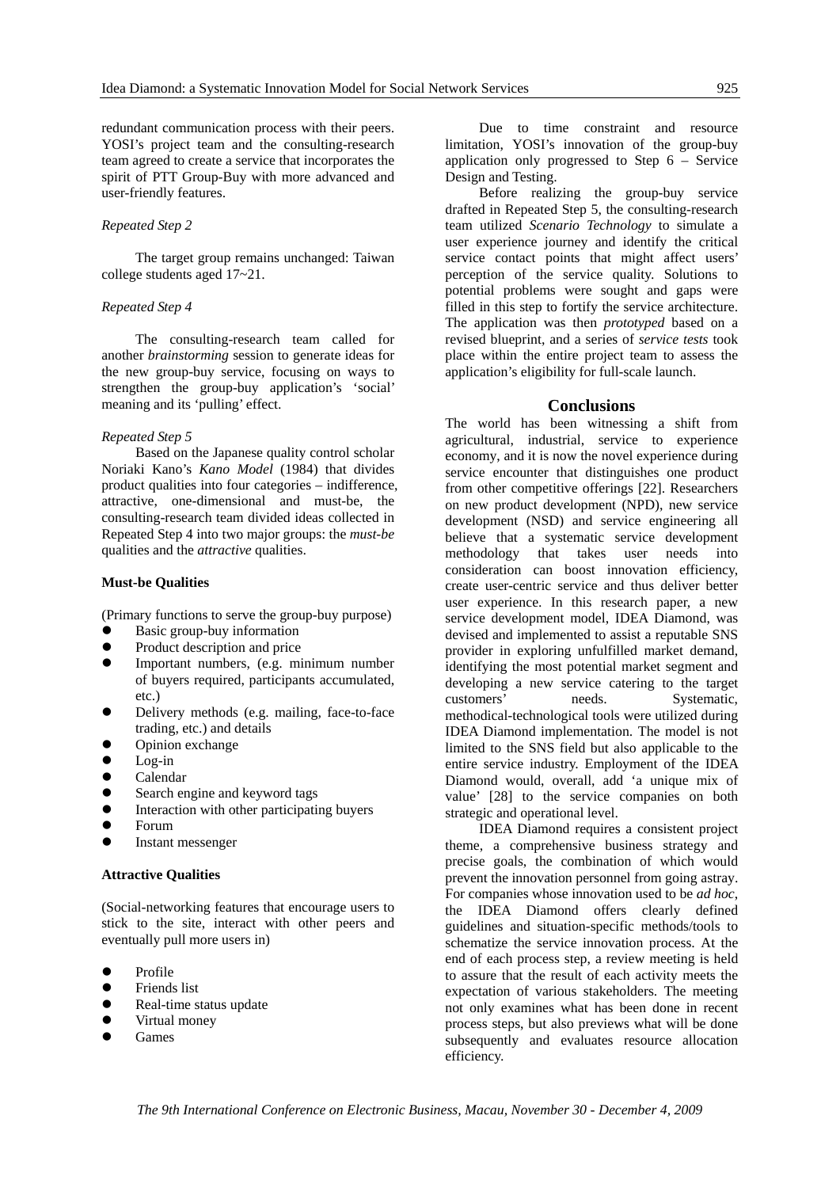redundant communication process with their peers. YOSI's project team and the consulting-research team agreed to create a service that incorporates the spirit of PTT Group-Buy with more advanced and user-friendly features.

*Repeated Step 2*

The target group remains unchanged: Taiwan college students aged 17~21.

*Repeated Step 4*

The consulting-research team called for another *brainstorming* session to generate ideas for the new group-buy service, focusing on ways to strengthen the group-buy application's 'social' meaning and its 'pulling' effect.

*Repeated Step 5*

Based on the Japanese quality control scholar Noriaki Kano's *Kano Model* (1984) that divides product qualities into four categories – indifference, attractive, one-dimensional and must-be, the consulting-research team divided ideas collected in Repeated Step 4 into two major groups: the *must-be* qualities and the *attractive* qualities.

**Must-be Qualities**

(Primary functions to serve the group-buy purpose)

- Basic group-buy information
- Product description and price
- Important numbers, (e.g. minimum number of buyers required, participants accumulated, etc.)
- Delivery methods (e.g. mailing, face-to-face trading, etc.) and details
- Opinion exchange
- Log-in
- Calendar
- Search engine and keyword tags
- Interaction with other participating buyers
- Forum
- Instant messenger

**Attractive Qualities**

(Social-networking features that encourage users to stick to the site, interact with other peers and eventually pull more users in)

- Profile
- Friends list
- Real-time status update
- Virtual money
- Games

Due to time constraint and resource limitation, YOSI's innovation of the group-buy application only progressed to Step 6 – Service Design and Testing.

Before realizing the group-buy service drafted in Repeated Step 5, the consulting-research team utilized *Scenario Technology* to simulate a user experience journey and identify the critical service contact points that might affect users' perception of the service quality. Solutions to potential problems were sought and gaps were filled in this step to fortify the service architecture. The application was then *prototyped* based on a revised blueprint, and a series of *service tests* took place within the entire project team to assess the application's eligibility for full-scale launch.

## Conclusions

The world has been witnessing a shift from agricultural, industrial, service to experience economy, and it is now the novel experience during service encounter that distinguishes one product from other competitive offerings [22]. Researchers on new product development (NPD), new service development (NSD) and service engineering all believe that a systematic service development methodology that takes user needs into consideration can boost innovation efficiency, create user-centric service and thus deliver better user experience. In this research paper, a new service development model, IDEA Diamond, was devised and implemented to assist a reputable SNS provider in exploring unfulfilled market demand, identifying the most potential market segment and developing a new service catering to the target customers' needs. Systematic, methodical-technological tools were utilized during IDEA Diamond implementation. The model is not limited to the SNS field but also applicable to the entire service industry. Employment of the IDEA Diamond would, overall, add 'a unique mix of value' [28] to the service companies on both strategic and operational level.

IDEA Diamond requires a consistent project theme, a comprehensive business strategy and precise goals, the combination of which would prevent the innovation personnel from going astray. For companies whose innovation used to be *ad hoc*, the IDEA Diamond offers clearly defined guidelines and situation-specific methods/tools to schematize the service innovation process. At the end of each process step, a review meeting is held to assure that the result of each activity meets the expectation of various stakeholders. The meeting not only examines what has been done in recent process steps, but also previews what will be done subsequently and evaluates resource allocation efficiency.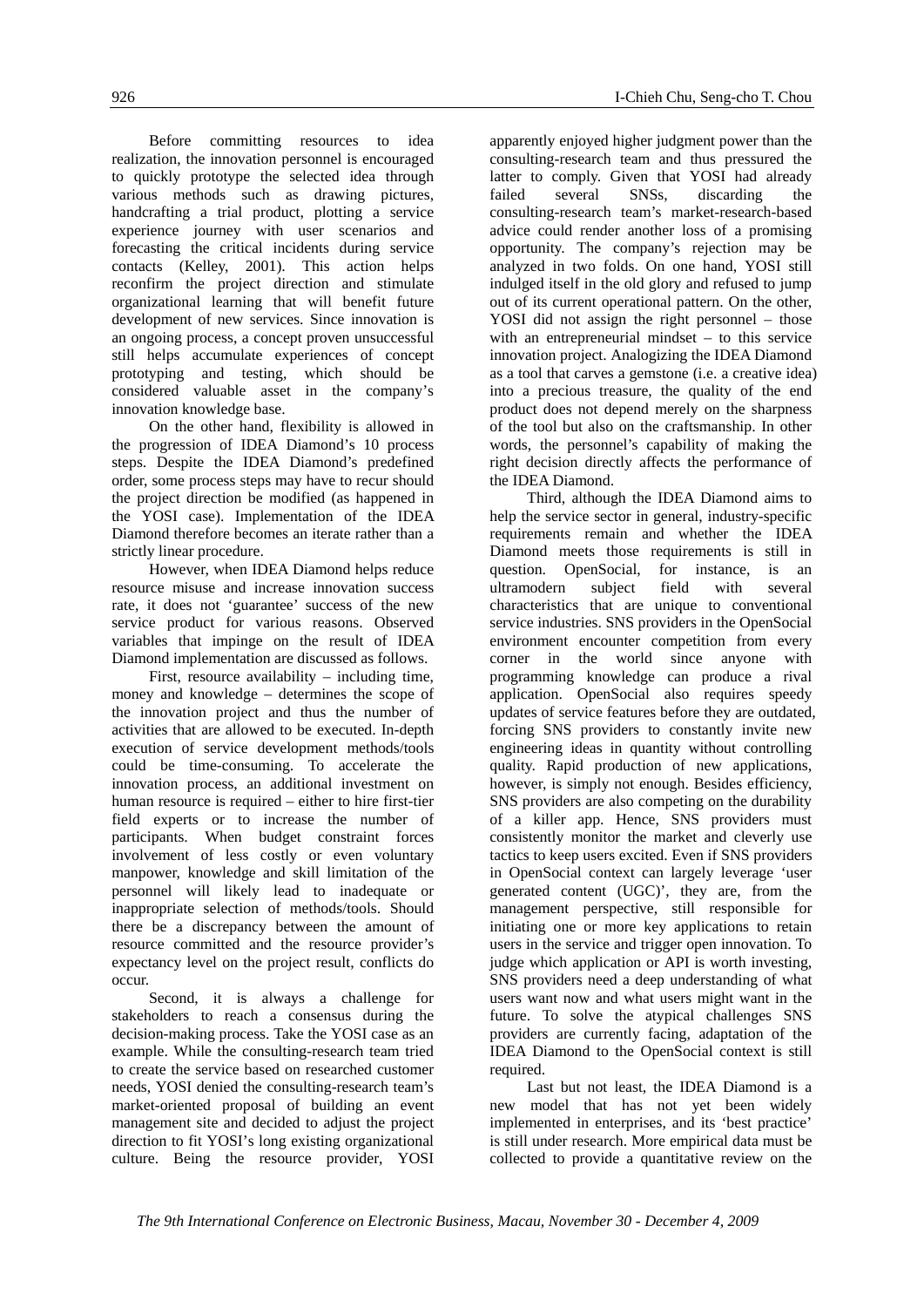Before committing resources to idea realization, the innovation personnel is encouraged to quickly prototype the selected idea through various methods such as drawing pictures, handcrafting a trial product, plotting a service experience journey with user scenarios and forecasting the critical incidents during service contacts (Kelley, 2001). This action helps reconfirm the project direction and stimulate organizational learning that will benefit future development of new services. Since innovation is an ongoing process, a concept proven unsuccessful still helps accumulate experiences of concept prototyping and testing, which should be considered valuable asset in the company's innovation knowledge base.

On the other hand, flexibility is allowed in the progression of IDEA Diamond's 10 process steps. Despite the IDEA Diamond's predefined order, some process steps may have to recur should the project direction be modified (as happened in the YOSI case). Implementation of the IDEA Diamond therefore becomes an iterate rather than a strictly linear procedure.

However, when IDEA Diamond helps reduce resource misuse and increase innovation success rate, it does not 'guarantee' success of the new service product for various reasons. Observed variables that impinge on the result of IDEA Diamond implementation are discussed as follows.

First, resource availability – including time, money and knowledge – determines the scope of the innovation project and thus the number of activities that are allowed to be executed. In-depth execution of service development methods/tools could be time-consuming. To accelerate the innovation process, an additional investment on human resource is required – either to hire first-tier field experts or to increase the number of participants. When budget constraint forces involvement of less costly or even voluntary manpower, knowledge and skill limitation of the personnel will likely lead to inadequate or inappropriate selection of methods/tools. Should there be a discrepancy between the amount of resource committed and the resource provider's expectancy level on the project result, conflicts do occur.

Second, it is always a challenge for stakeholders to reach a consensus during the decision-making process. Take the YOSI case as an example. While the consulting-research team tried to create the service based on researched customer needs, YOSI denied the consulting-research team's market-oriented proposal of building an event management site and decided to adjust the project direction to fit YOSI's long existing organizational culture. Being the resource provider, YOSI apparently enjoyed higher judgment power than the consulting-research team and thus pressured the latter to comply. Given that YOSI had already failed several SNSs, discarding the consulting-research team's market-research-based advice could render another loss of a promising opportunity. The company's rejection may be analyzed in two folds. On one hand, YOSI still indulged itself in the old glory and refused to jump out of its current operational pattern. On the other, YOSI did not assign the right personnel – those with an entrepreneurial mindset – to this service innovation project. Analogizing the IDEA Diamond as a tool that carves a gemstone (i.e. a creative idea) into a precious treasure, the quality of the end product does not depend merely on the sharpness of the tool but also on the craftsmanship. In other words, the personnel's capability of making the right decision directly affects the performance of the IDEA Diamond.

Third, although the IDEA Diamond aims to help the service sector in general, industry-specific requirements remain and whether the IDEA Diamond meets those requirements is still in question. OpenSocial, for instance, is an ultramodern subject field with several characteristics that are unique to conventional service industries. SNS providers in the OpenSocial environment encounter competition from every corner in the world since anyone with programming knowledge can produce a rival application. OpenSocial also requires speedy updates of service features before they are outdated, forcing SNS providers to constantly invite new engineering ideas in quantity without controlling quality. Rapid production of new applications, however, is simply not enough. Besides efficiency, SNS providers are also competing on the durability of a killer app. Hence, SNS providers must consistently monitor the market and cleverly use tactics to keep users excited. Even if SNS providers in OpenSocial context can largely leverage 'user generated content (UGC)', they are, from the management perspective, still responsible for initiating one or more key applications to retain users in the service and trigger open innovation. To judge which application or API is worth investing, SNS providers need a deep understanding of what users want now and what users might want in the future. To solve the atypical challenges SNS providers are currently facing, adaptation of the IDEA Diamond to the OpenSocial context is still required.

Last but not least, the IDEA Diamond is a new model that has not yet been widely implemented in enterprises, and its 'best practice' is still under research. More empirical data must be collected to provide a quantitative review on the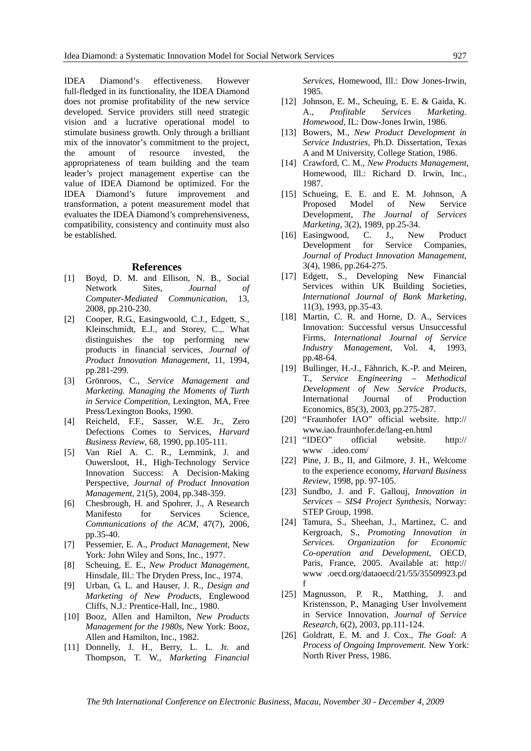IDEA Diamond's effectiveness. However full-fledged in its functionality, the IDEA Diamond does not promise profitability of the new service developed. Service providers still need strategic vision and a lucrative operational model to stimulate business growth. Only through a brilliant mix of the innovator's commitment to the project, the amount of resource invested, the appropriateness of team building and the team leader's project management expertise can the value of IDEA Diamond be optimized. For the IDEA Diamond's future improvement and transformation, a potent measurement model that evaluates the IDEA Diamond's comprehensiveness, compatibility, consistency and continuity must also be established.

## References

[1] Boyd, D. M. and Ellison, N. B., Social Network Sites, *Journal of Computer-Mediated Communication*, 13, 2008, pp.210-230.

[2] Cooper, R.G., Easingwoold, C.J., Edgett, S., Kleinschmidt, E.J., and Storey, C.,. What distinguishes the top performing new products in financial services, *Journal of Product Innovation Management*, 11, 1994, pp.281-299.

[3] Grönroos, C., *Service Management and Marketing. Managing the Moments of Turth in Service Competition*, Lexington, MA, Free Press/Lexington Books, 1990.

[4] Reicheld, F.F., Sasser, W.E. Jr., Zero Defections Comes to Services, *Harvard Business Review*, 68, 1990, pp.105-111.

[5] Van Riel A. C. R., Lemmink, J. and Ouwersloot, H., High-Technology Service Innovation Success: A Decision-Making Perspective, *Journal of Product Innovation Management*, 21(5), 2004, pp.348-359.

[6] Chesbrough, H. and Spohrer, J., A Research Manifesto for Services Science, *Communications of the ACM*, 47(7), 2006, pp.35-40.

[7] Pessemier, E. A., *Product Management*, New York: John Wiley and Sons, Inc., 1977.

[8] Scheuing, E. E., *New Product Management*, Hinsdale, Ill.: The Dryden Press, Inc., 1974.

[9] Urban, G. L. and Hauser, J. R., *Design and Marketing of New Products*, Englewood Cliffs, N.J.: Prentice-Hall, Inc., 1980.

[10] Booz, Allen and Hamilton, *New Products Management for the 1980s*, New York: Booz, Allen and Hamilton, Inc., 1982.

[11] Donnelly, J. H., Berry, L. L. Jr. and Thompson, T. W., *Marketing Financial Services*, Homewood, Ill.: Dow Jones-Irwin, 1985.

[12] Johnson, E. M., Scheuing, E. E. & Gaida, K. A., *Profitable Services Marketing. Homewood*, IL: Dow-Jones Irwin, 1986.

[13] Bowers, M., *New Product Development in Service Industries*, Ph.D. Dissertation, Texas A and M University, College Station, 1986.

[14] Crawford, C. M., *New Products Management*, Homewood, Ill.: Richard D. Irwin, Inc., 1987.

[15] Schueing, E. E. and E. M. Johnson, A Proposed Model of New Service Development, *The Journal of Services Marketing*, 3(2), 1989, pp.25-34.

[16] Easingwood, C. J., New Product Development for Service Companies, *Journal of Product Innovation Management*, 3(4), 1986, pp.264-275.

[17] Edgett, S., Developing New Financial Services within UK Building Societies, *International Journal of Bank Marketing*, 11(3), 1993, pp.35-43.

[18] Martin, C. R. and Horne, D. A., Services Innovation: Successful versus Unsuccessful Firms, *International Journal of Service Industry Management*, Vol. 4, 1993, pp.48-64.

[19] Bullinger, H.-J., Fähnrich, K.-P. and Meiren, T., *Service Engineering – Methodical Development of New Service Products*, International Journal of Production Economics, 85(3), 2003, pp.275-287.

[20] "Fraunhofer IAO" official website. http:// www.iao.fraunhofer.de/lang-en.html

[21] "IDEO" official website. http:// www .ideo.com/

[22] Pine, J. B., II, and Gilmore, J. H., Welcome to the experience economy, *Harvard Business Review*, 1998, pp. 97-105.

[23] Sundbo, J. and F. Gallouj, *Innovation in Services – SIS4 Project Synthesis*, Norway: STEP Group, 1998.

[24] Tamura, S., Sheehan, J., Martinez, C. and Kergroach, S., *Promoting Innovation in Services. Organization for Economic Co-operation and Development*, OECD, Paris, France, 2005. Available at: http:// www .oecd.org/dataoecd/21/55/35509923.pdf

[25] Magnusson, P. R., Matthing, J. and Kristensson, P., Managing User Involvement in Service Innovation, *Journal of Service Research*, 6(2), 2003, pp.111-124.

[26] Goldratt, E. M. and J. Cox., *The Goal: A Process of Ongoing Improvement.* New York: North River Press, 1986.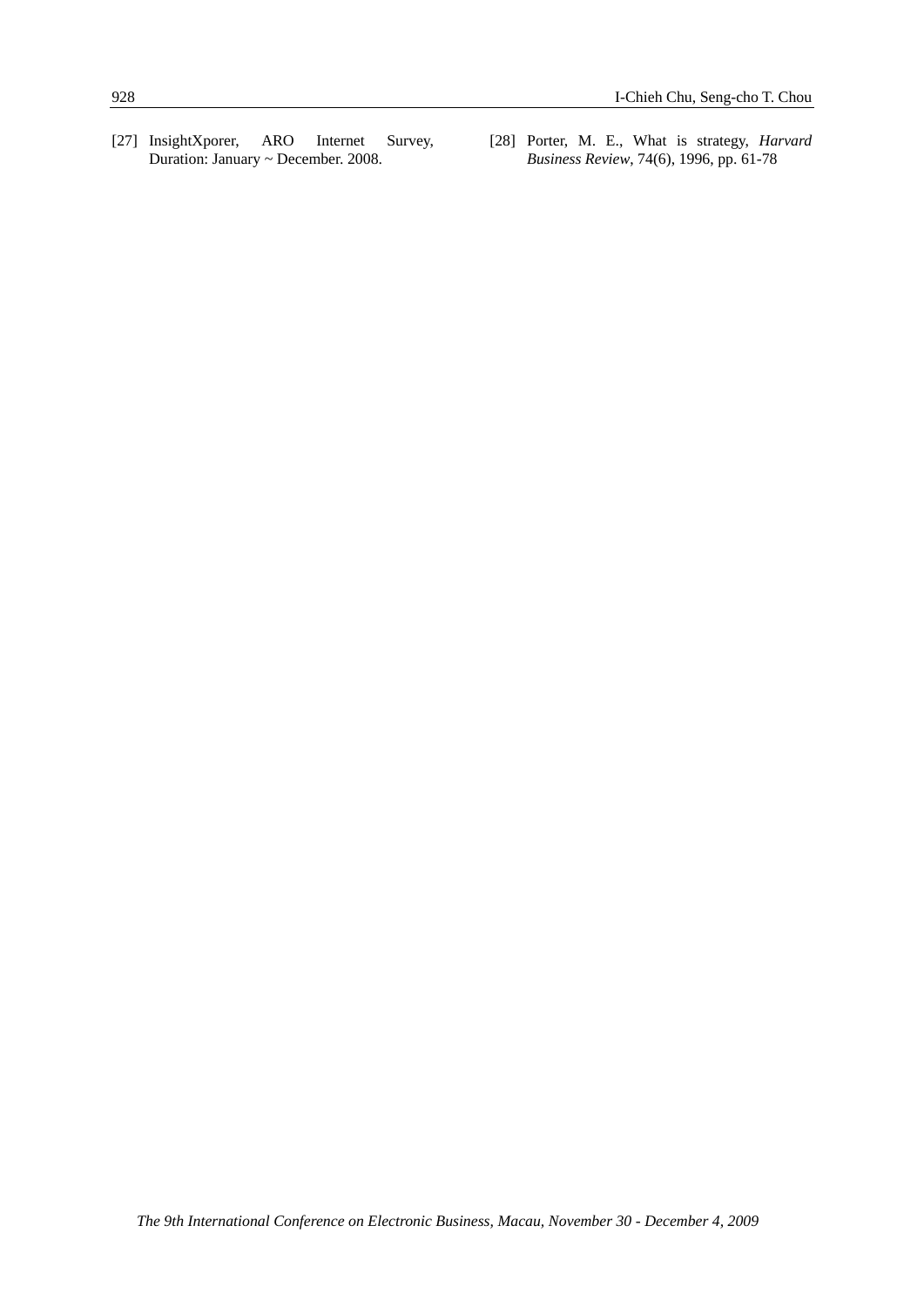[27] InsightXporer, ARO Internet Survey, Duration: January ~ December. 2008.

[28] Porter, M. E., What is strategy, *Harvard Business Review*, 74(6), 1996, pp. 61-78